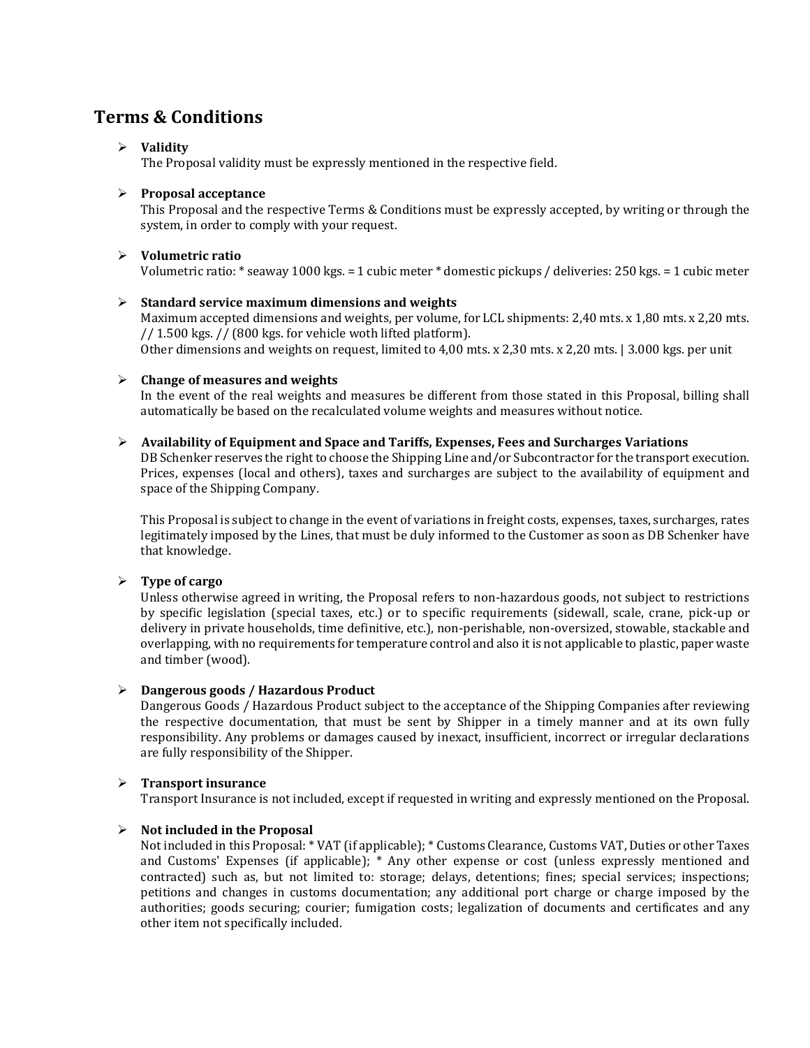## Terms & Conditions

- **Validity**
  The Proposal validity must be expressly mentioned in the respective field.

- **Proposal acceptance**
  This Proposal and the respective Terms & Conditions must be expressly accepted, by writing or through the system, in order to comply with your request.

- **Volumetric ratio**
  Volumetric ratio: * seaway 1000 kgs. = 1 cubic meter * domestic pickups / deliveries: 250 kgs. = 1 cubic meter

- **Standard service maximum dimensions and weights**
  Maximum accepted dimensions and weights, per volume, for LCL shipments: 2,40 mts. x 1,80 mts. x 2,20 mts. // 1.500 kgs. // (800 kgs. for vehicle woth lifted platform).
  Other dimensions and weights on request, limited to 4,00 mts. x 2,30 mts. x 2,20 mts. | 3.000 kgs. per unit

- **Change of measures and weights**
  In the event of the real weights and measures be different from those stated in this Proposal, billing shall automatically be based on the recalculated volume weights and measures without notice.

- **Availability of Equipment and Space and Tariffs, Expenses, Fees and Surcharges Variations**
  DB Schenker reserves the right to choose the Shipping Line and/or Subcontractor for the transport execution. Prices, expenses (local and others), taxes and surcharges are subject to the availability of equipment and space of the Shipping Company.

  This Proposal is subject to change in the event of variations in freight costs, expenses, taxes, surcharges, rates legitimately imposed by the Lines, that must be duly informed to the Customer as soon as DB Schenker have that knowledge.

- **Type of cargo**
  Unless otherwise agreed in writing, the Proposal refers to non-hazardous goods, not subject to restrictions by specific legislation (special taxes, etc.) or to specific requirements (sidewall, scale, crane, pick-up or delivery in private households, time definitive, etc.), non-perishable, non-oversized, stowable, stackable and overlapping, with no requirements for temperature control and also it is not applicable to plastic, paper waste and timber (wood).

- **Dangerous goods / Hazardous Product**
  Dangerous Goods / Hazardous Product subject to the acceptance of the Shipping Companies after reviewing the respective documentation, that must be sent by Shipper in a timely manner and at its own fully responsibility. Any problems or damages caused by inexact, insufficient, incorrect or irregular declarations are fully responsibility of the Shipper.

- **Transport insurance**
  Transport Insurance is not included, except if requested in writing and expressly mentioned on the Proposal.

- **Not included in the Proposal**
  Not included in this Proposal: * VAT (if applicable); * Customs Clearance, Customs VAT, Duties or other Taxes and Customs' Expenses (if applicable); * Any other expense or cost (unless expressly mentioned and contracted) such as, but not limited to: storage; delays, detentions; fines; special services; inspections; petitions and changes in customs documentation; any additional port charge or charge imposed by the authorities; goods securing; courier; fumigation costs; legalization of documents and certificates and any other item not specifically included.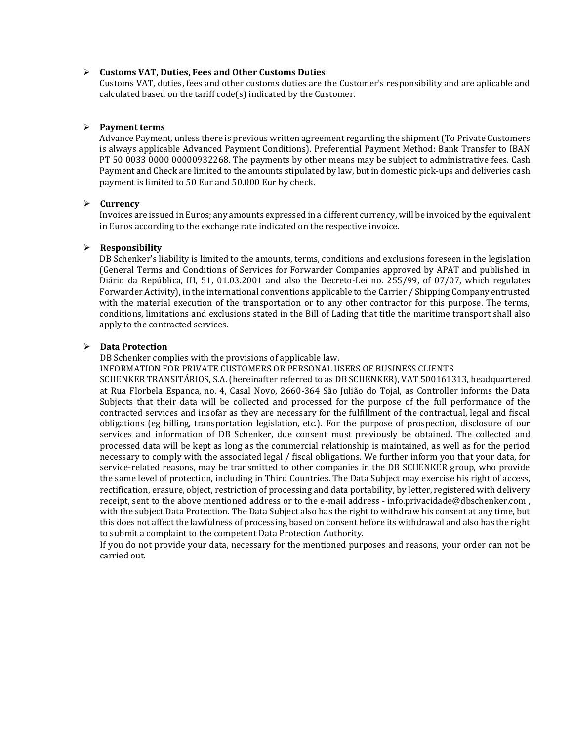- **Customs VAT, Duties, Fees and Other Customs Duties**

  Customs VAT, duties, fees and other customs duties are the Customer's responsibility and are aplicable and calculated based on the tariff code(s) indicated by the Customer.

- **Payment terms**

  Advance Payment, unless there is previous written agreement regarding the shipment (To Private Customers is always applicable Advanced Payment Conditions). Preferential Payment Method: Bank Transfer to IBAN PT 50 0033 0000 00000932268. The payments by other means may be subject to administrative fees. Cash Payment and Check are limited to the amounts stipulated by law, but in domestic pick-ups and deliveries cash payment is limited to 50 Eur and 50.000 Eur by check.

- **Currency**

  Invoices are issued in Euros; any amounts expressed in a different currency, will be invoiced by the equivalent in Euros according to the exchange rate indicated on the respective invoice.

- **Responsibility**

  DB Schenker's liability is limited to the amounts, terms, conditions and exclusions foreseen in the legislation (General Terms and Conditions of Services for Forwarder Companies approved by APAT and published in Diário da República, III, 51, 01.03.2001 and also the Decreto-Lei no. 255/99, of 07/07, which regulates Forwarder Activity), in the international conventions applicable to the Carrier / Shipping Company entrusted with the material execution of the transportation or to any other contractor for this purpose. The terms, conditions, limitations and exclusions stated in the Bill of Lading that title the maritime transport shall also apply to the contracted services.

- **Data Protection**

  DB Schenker complies with the provisions of applicable law.

  INFORMATION FOR PRIVATE CUSTOMERS OR PERSONAL USERS OF BUSINESS CLIENTS

  SCHENKER TRANSITÁRIOS, S.A. (hereinafter referred to as DB SCHENKER), VAT 500161313, headquartered at Rua Florbela Espanca, no. 4, Casal Novo, 2660-364 São Julião do Tojal, as Controller informs the Data Subjects that their data will be collected and processed for the purpose of the full performance of the contracted services and insofar as they are necessary for the fulfillment of the contractual, legal and fiscal obligations (eg billing, transportation legislation, etc.). For the purpose of prospection, disclosure of our services and information of DB Schenker, due consent must previously be obtained. The collected and processed data will be kept as long as the commercial relationship is maintained, as well as for the period necessary to comply with the associated legal / fiscal obligations. We further inform you that your data, for service-related reasons, may be transmitted to other companies in the DB SCHENKER group, who provide the same level of protection, including in Third Countries. The Data Subject may exercise his right of access, rectification, erasure, object, restriction of processing and data portability, by letter, registered with delivery receipt, sent to the above mentioned address or to the e-mail address - info.privacidade@dbschenker.com , with the subject Data Protection. The Data Subject also has the right to withdraw his consent at any time, but this does not affect the lawfulness of processing based on consent before its withdrawal and also has the right to submit a complaint to the competent Data Protection Authority.

  If you do not provide your data, necessary for the mentioned purposes and reasons, your order can not be carried out.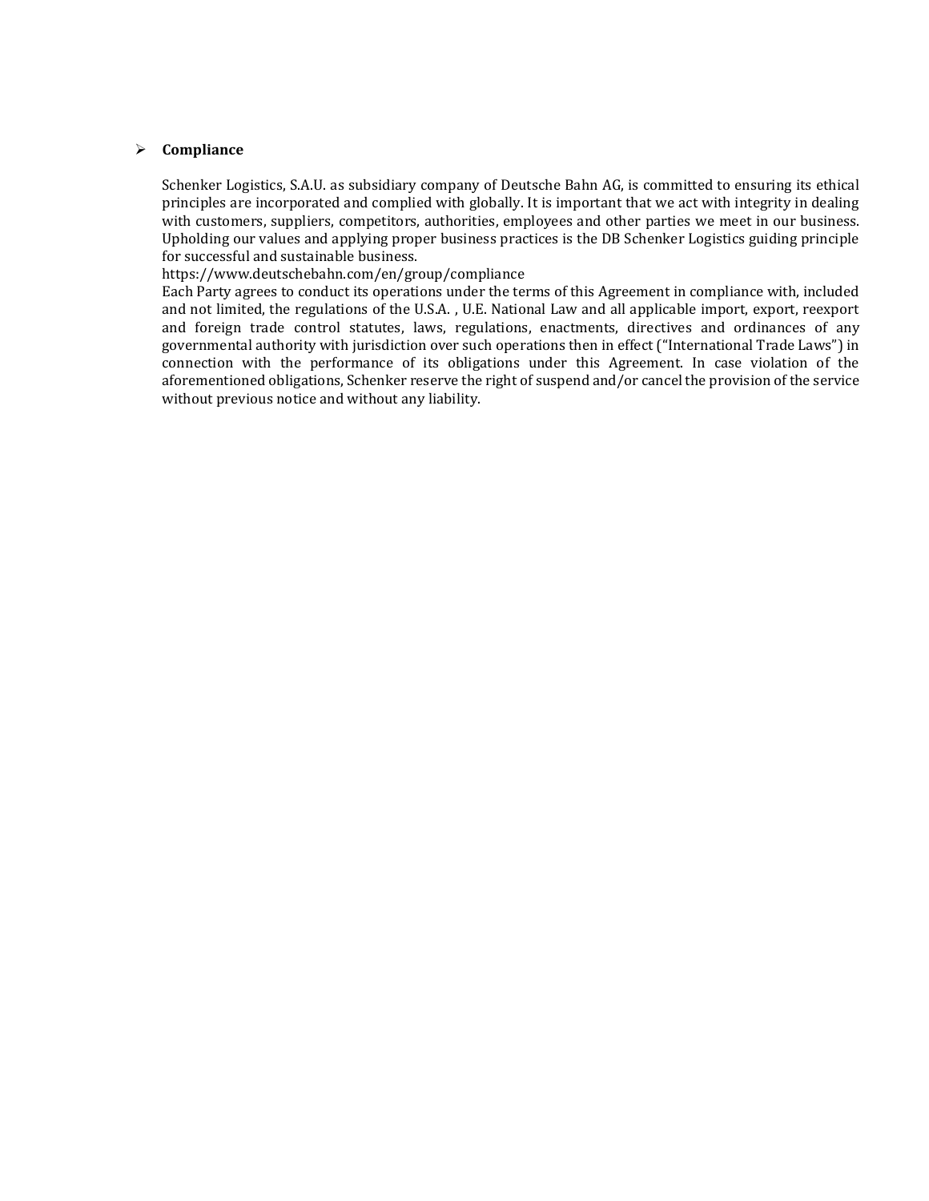- **Compliance**

  Schenker Logistics, S.A.U. as subsidiary company of Deutsche Bahn AG, is committed to ensuring its ethical principles are incorporated and complied with globally. It is important that we act with integrity in dealing with customers, suppliers, competitors, authorities, employees and other parties we meet in our business. Upholding our values and applying proper business practices is the DB Schenker Logistics guiding principle for successful and sustainable business.
  https://www.deutschebahn.com/en/group/compliance
  Each Party agrees to conduct its operations under the terms of this Agreement in compliance with, included and not limited, the regulations of the U.S.A. , U.E. National Law and all applicable import, export, reexport and foreign trade control statutes, laws, regulations, enactments, directives and ordinances of any governmental authority with jurisdiction over such operations then in effect ("International Trade Laws") in connection with the performance of its obligations under this Agreement. In case violation of the aforementioned obligations, Schenker reserve the right of suspend and/or cancel the provision of the service without previous notice and without any liability.